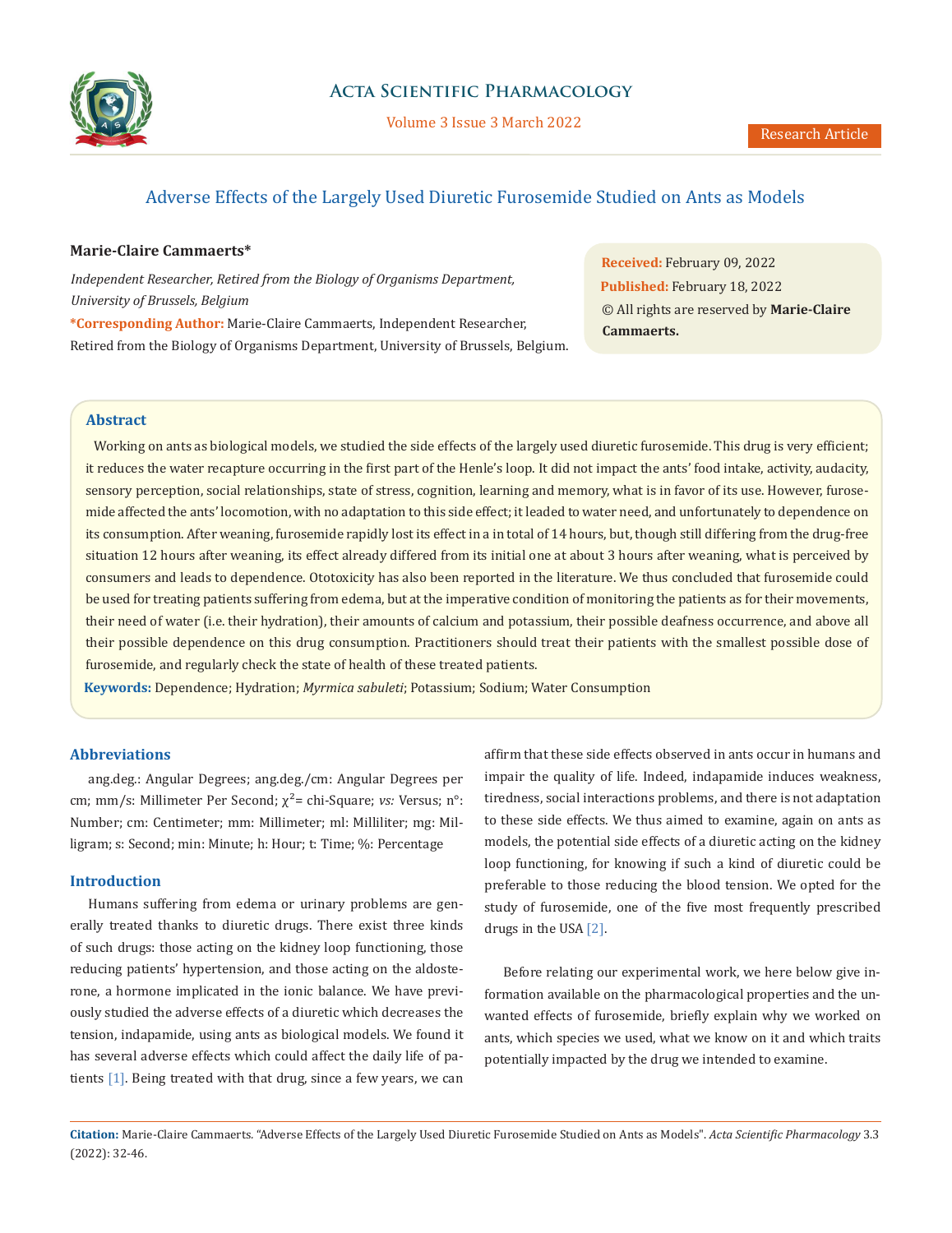# Adverse Effects of the Largely Used Diuretic Furosemide Studied on Ants as Models

**Marie-Claire Cammaerts***

*Independent Researcher, Retired from the Biology of Organisms Department, University of Brussels, Belgium*

***Corresponding Author:** Marie-Claire Cammaerts, Independent Researcher, Retired from the Biology of Organisms Department, University of Brussels, Belgium.

**Received:** February 09, 2022
**Published:** February 18, 2022
© All rights are reserved by **Marie-Claire Cammaerts.**

## Abstract

Working on ants as biological models, we studied the side effects of the largely used diuretic furosemide. This drug is very efficient; it reduces the water recapture occurring in the first part of the Henle's loop. It did not impact the ants' food intake, activity, audacity, sensory perception, social relationships, state of stress, cognition, learning and memory, what is in favor of its use. However, furosemide affected the ants' locomotion, with no adaptation to this side effect; it leaded to water need, and unfortunately to dependence on its consumption. After weaning, furosemide rapidly lost its effect in a in total of 14 hours, but, though still differing from the drug-free situation 12 hours after weaning, its effect already differed from its initial one at about 3 hours after weaning, what is perceived by consumers and leads to dependence. Ototoxicity has also been reported in the literature. We thus concluded that furosemide could be used for treating patients suffering from edema, but at the imperative condition of monitoring the patients as for their movements, their need of water (i.e. their hydration), their amounts of calcium and potassium, their possible deafness occurrence, and above all their possible dependence on this drug consumption. Practitioners should treat their patients with the smallest possible dose of furosemide, and regularly check the state of health of these treated patients.

**Keywords:** Dependence; Hydration; *Myrmica sabuleti*; Potassium; Sodium; Water Consumption

## Abbreviations

ang.deg.: Angular Degrees; ang.deg./cm: Angular Degrees per cm; mm/s: Millimeter Per Second; $\chi^2$= chi-Square; *vs:* Versus; n°: Number; cm: Centimeter; mm: Millimeter; ml: Milliliter; mg: Milligram; s: Second; min: Minute; h: Hour; t: Time; %: Percentage

## Introduction

Humans suffering from edema or urinary problems are generally treated thanks to diuretic drugs. There exist three kinds of such drugs: those acting on the kidney loop functioning, those reducing patients' hypertension, and those acting on the aldosterone, a hormone implicated in the ionic balance. We have previously studied the adverse effects of a diuretic which decreases the tension, indapamide, using ants as biological models. We found it has several adverse effects which could affect the daily life of patients [1]. Being treated with that drug, since a few years, we can affirm that these side effects observed in ants occur in humans and impair the quality of life. Indeed, indapamide induces weakness, tiredness, social interactions problems, and there is not adaptation to these side effects. We thus aimed to examine, again on ants as models, the potential side effects of a diuretic acting on the kidney loop functioning, for knowing if such a kind of diuretic could be preferable to those reducing the blood tension. We opted for the study of furosemide, one of the five most frequently prescribed drugs in the USA [2].

Before relating our experimental work, we here below give information available on the pharmacological properties and the unwanted effects of furosemide, briefly explain why we worked on ants, which species we used, what we know on it and which traits potentially impacted by the drug we intended to examine.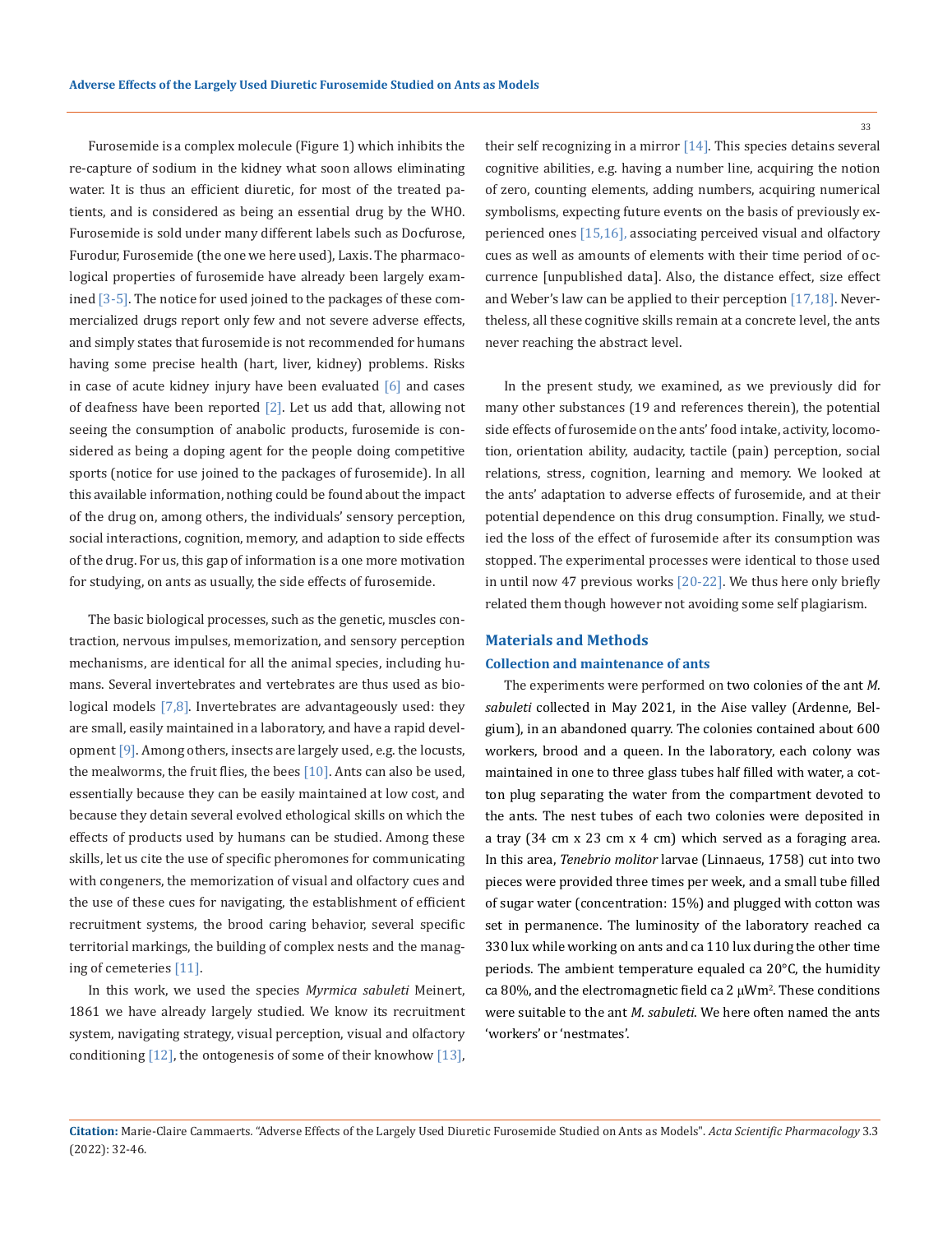Furosemide is a complex molecule (Figure 1) which inhibits the re-capture of sodium in the kidney what soon allows eliminating water. It is thus an efficient diuretic, for most of the treated patients, and is considered as being an essential drug by the WHO. Furosemide is sold under many different labels such as Docfurose, Furodur, Furosemide (the one we here used), Laxis. The pharmacological properties of furosemide have already been largely examined [3-5]. The notice for used joined to the packages of these commercialized drugs report only few and not severe adverse effects, and simply states that furosemide is not recommended for humans having some precise health (hart, liver, kidney) problems. Risks in case of acute kidney injury have been evaluated [6] and cases of deafness have been reported [2]. Let us add that, allowing not seeing the consumption of anabolic products, furosemide is considered as being a doping agent for the people doing competitive sports (notice for use joined to the packages of furosemide). In all this available information, nothing could be found about the impact of the drug on, among others, the individuals' sensory perception, social interactions, cognition, memory, and adaption to side effects of the drug. For us, this gap of information is a one more motivation for studying, on ants as usually, the side effects of furosemide.

The basic biological processes, such as the genetic, muscles contraction, nervous impulses, memorization, and sensory perception mechanisms, are identical for all the animal species, including humans. Several invertebrates and vertebrates are thus used as biological models [7,8]. Invertebrates are advantageously used: they are small, easily maintained in a laboratory, and have a rapid development [9]. Among others, insects are largely used, e.g. the locusts, the mealworms, the fruit flies, the bees [10]. Ants can also be used, essentially because they can be easily maintained at low cost, and because they detain several evolved ethological skills on which the effects of products used by humans can be studied. Among these skills, let us cite the use of specific pheromones for communicating with congeners, the memorization of visual and olfactory cues and the use of these cues for navigating, the establishment of efficient recruitment systems, the brood caring behavior, several specific territorial markings, the building of complex nests and the managing of cemeteries [11].

In this work, we used the species *Myrmica sabuleti* Meinert, 1861 we have already largely studied. We know its recruitment system, navigating strategy, visual perception, visual and olfactory conditioning [12], the ontogenesis of some of their knowhow [13], their self recognizing in a mirror [14]. This species detains several cognitive abilities, e.g. having a number line, acquiring the notion of zero, counting elements, adding numbers, acquiring numerical symbolisms, expecting future events on the basis of previously experienced ones [15,16], associating perceived visual and olfactory cues as well as amounts of elements with their time period of occurrence [unpublished data]. Also, the distance effect, size effect and Weber's law can be applied to their perception [17,18]. Nevertheless, all these cognitive skills remain at a concrete level, the ants never reaching the abstract level.

In the present study, we examined, as we previously did for many other substances (19 and references therein), the potential side effects of furosemide on the ants' food intake, activity, locomotion, orientation ability, audacity, tactile (pain) perception, social relations, stress, cognition, learning and memory. We looked at the ants' adaptation to adverse effects of furosemide, and at their potential dependence on this drug consumption. Finally, we studied the loss of the effect of furosemide after its consumption was stopped. The experimental processes were identical to those used in until now 47 previous works [20-22]. We thus here only briefly related them though however not avoiding some self plagiarism.

## Materials and Methods

### Collection and maintenance of ants

The experiments were performed on two colonies of the ant *M. sabuleti* collected in May 2021, in the Aise valley (Ardenne, Belgium), in an abandoned quarry. The colonies contained about 600 workers, brood and a queen. In the laboratory, each colony was maintained in one to three glass tubes half filled with water, a cotton plug separating the water from the compartment devoted to the ants. The nest tubes of each two colonies were deposited in a tray (34 cm x 23 cm x 4 cm) which served as a foraging area. In this area, *Tenebrio molitor* larvae (Linnaeus, 1758) cut into two pieces were provided three times per week, and a small tube filled of sugar water (concentration: 15%) and plugged with cotton was set in permanence. The luminosity of the laboratory reached ca 330 lux while working on ants and ca 110 lux during the other time periods. The ambient temperature equaled ca 20°C, the humidity ca 80%, and the electromagnetic field ca 2 μWm$^2$. These conditions were suitable to the ant *M. sabuleti*. We here often named the ants 'workers' or 'nestmates'.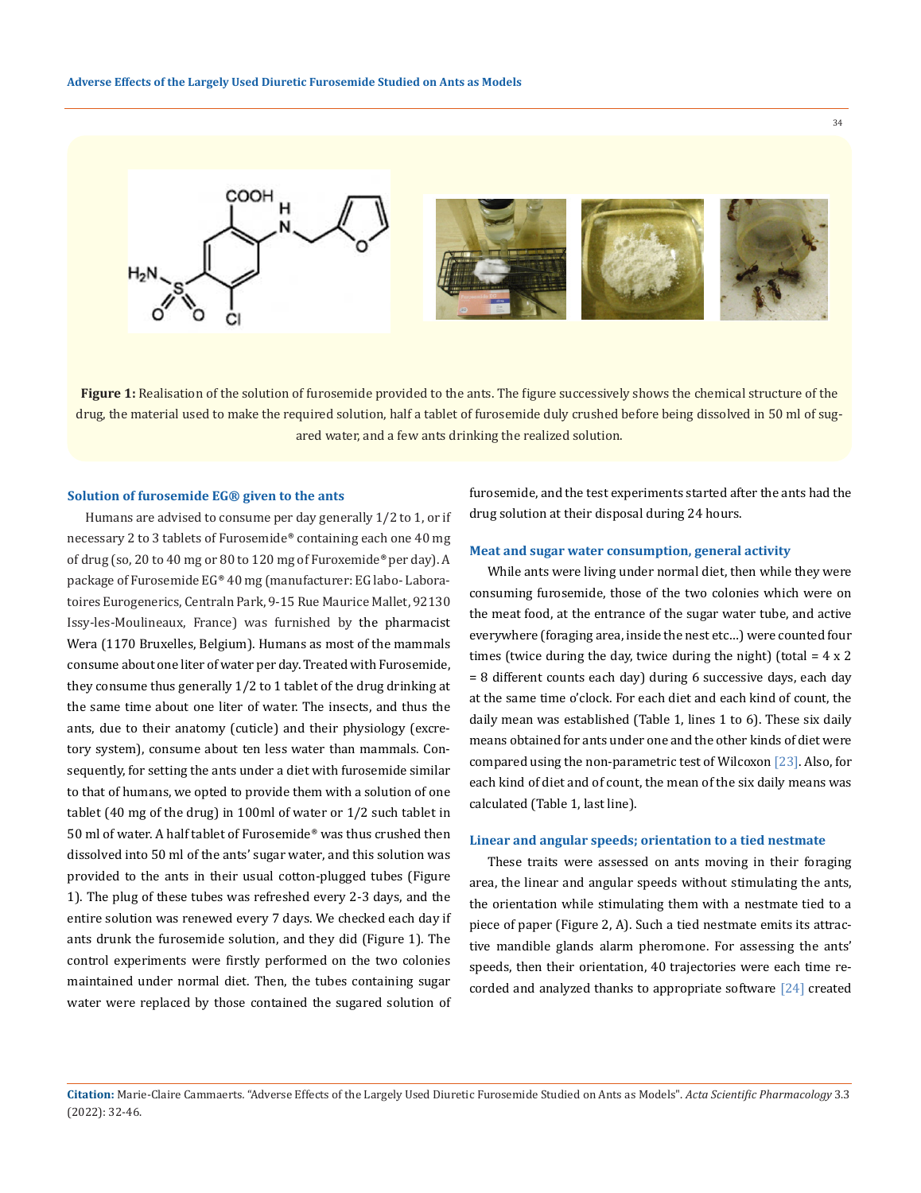**Figure 1:** Realisation of the solution of furosemide provided to the ants. The figure successively shows the chemical structure of the drug, the material used to make the required solution, half a tablet of furosemide duly crushed before being dissolved in 50 ml of sugared water, and a few ants drinking the realized solution.

### Solution of furosemide EG® given to the ants

Humans are advised to consume per day generally 1/2 to 1, or if necessary 2 to 3 tablets of Furosemide® containing each one 40 mg of drug (so, 20 to 40 mg or 80 to 120 mg of Furoxemide® per day). A package of Furosemide EG® 40 mg (manufacturer: EG labo- Laboratoires Eurogenerics, Centraln Park, 9-15 Rue Maurice Mallet, 92130 Issy-les-Moulineaux, France) was furnished by the pharmacist Wera (1170 Bruxelles, Belgium). Humans as most of the mammals consume about one liter of water per day. Treated with Furosemide, they consume thus generally 1/2 to 1 tablet of the drug drinking at the same time about one liter of water. The insects, and thus the ants, due to their anatomy (cuticle) and their physiology (excretory system), consume about ten less water than mammals. Consequently, for setting the ants under a diet with furosemide similar to that of humans, we opted to provide them with a solution of one tablet (40 mg of the drug) in 100ml of water or 1/2 such tablet in 50 ml of water. A half tablet of Furosemide® was thus crushed then dissolved into 50 ml of the ants' sugar water, and this solution was provided to the ants in their usual cotton-plugged tubes (Figure 1). The plug of these tubes was refreshed every 2-3 days, and the entire solution was renewed every 7 days. We checked each day if ants drunk the furosemide solution, and they did (Figure 1). The control experiments were firstly performed on the two colonies maintained under normal diet. Then, the tubes containing sugar water were replaced by those contained the sugared solution of furosemide, and the test experiments started after the ants had the drug solution at their disposal during 24 hours.

### Meat and sugar water consumption, general activity

While ants were living under normal diet, then while they were consuming furosemide, those of the two colonies which were on the meat food, at the entrance of the sugar water tube, and active everywhere (foraging area, inside the nest etc...) were counted four times (twice during the day, twice during the night) (total = 4 x 2 = 8 different counts each day) during 6 successive days, each day at the same time o'clock. For each diet and each kind of count, the daily mean was established (Table 1, lines 1 to 6). These six daily means obtained for ants under one and the other kinds of diet were compared using the non-parametric test of Wilcoxon [23]. Also, for each kind of diet and of count, the mean of the six daily means was calculated (Table 1, last line).

### Linear and angular speeds; orientation to a tied nestmate

These traits were assessed on ants moving in their foraging area, the linear and angular speeds without stimulating the ants, the orientation while stimulating them with a nestmate tied to a piece of paper (Figure 2, A). Such a tied nestmate emits its attractive mandible glands alarm pheromone. For assessing the ants' speeds, then their orientation, 40 trajectories were each time recorded and analyzed thanks to appropriate software [24] created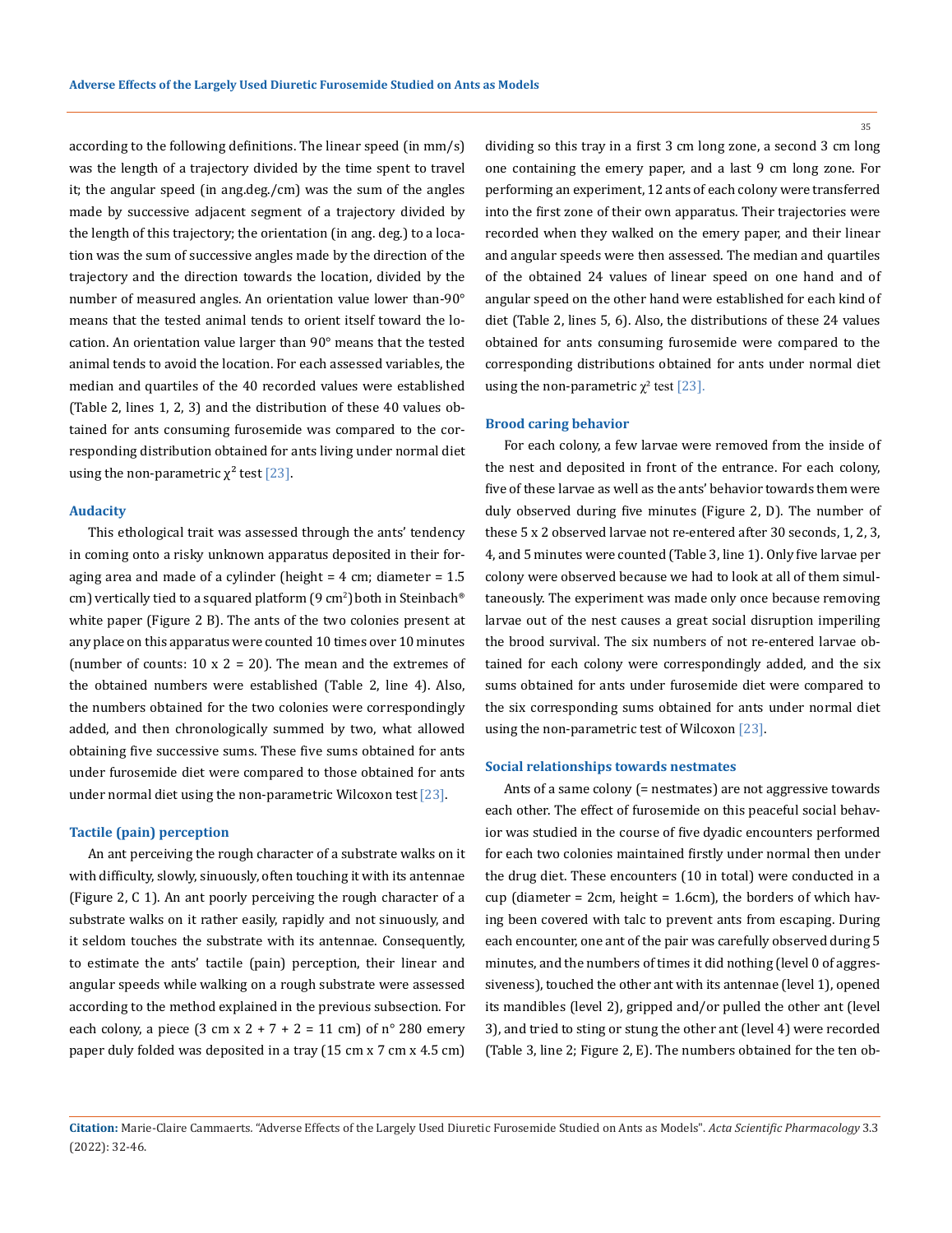according to the following definitions. The linear speed (in mm/s) was the length of a trajectory divided by the time spent to travel it; the angular speed (in ang.deg./cm) was the sum of the angles made by successive adjacent segment of a trajectory divided by the length of this trajectory; the orientation (in ang. deg.) to a location was the sum of successive angles made by the direction of the trajectory and the direction towards the location, divided by the number of measured angles. An orientation value lower than-90° means that the tested animal tends to orient itself toward the location. An orientation value larger than 90° means that the tested animal tends to avoid the location. For each assessed variables, the median and quartiles of the 40 recorded values were established (Table 2, lines 1, 2, 3) and the distribution of these 40 values obtained for ants consuming furosemide was compared to the corresponding distribution obtained for ants living under normal diet using the non-parametric $\chi^2$ test [23].

### Audacity

This ethological trait was assessed through the ants' tendency in coming onto a risky unknown apparatus deposited in their foraging area and made of a cylinder (height = 4 cm; diameter = 1.5 cm) vertically tied to a squared platform (9 $cm^2$) both in Steinbach® white paper (Figure 2 B). The ants of the two colonies present at any place on this apparatus were counted 10 times over 10 minutes (number of counts: 10 x 2 = 20). The mean and the extremes of the obtained numbers were established (Table 2, line 4). Also, the numbers obtained for the two colonies were correspondingly added, and then chronologically summed by two, what allowed obtaining five successive sums. These five sums obtained for ants under furosemide diet were compared to those obtained for ants under normal diet using the non-parametric Wilcoxon test [23].

### Tactile (pain) perception

An ant perceiving the rough character of a substrate walks on it with difficulty, slowly, sinuously, often touching it with its antennae (Figure 2, C 1). An ant poorly perceiving the rough character of a substrate walks on it rather easily, rapidly and not sinuously, and it seldom touches the substrate with its antennae. Consequently, to estimate the ants' tactile (pain) perception, their linear and angular speeds while walking on a rough substrate were assessed according to the method explained in the previous subsection. For each colony, a piece (3 cm x 2 + 7 + 2 = 11 cm) of n° 280 emery paper duly folded was deposited in a tray (15 cm x 7 cm x 4.5 cm) dividing so this tray in a first 3 cm long zone, a second 3 cm long one containing the emery paper, and a last 9 cm long zone. For performing an experiment, 12 ants of each colony were transferred into the first zone of their own apparatus. Their trajectories were recorded when they walked on the emery paper, and their linear and angular speeds were then assessed. The median and quartiles of the obtained 24 values of linear speed on one hand and of angular speed on the other hand were established for each kind of diet (Table 2, lines 5, 6). Also, the distributions of these 24 values obtained for ants consuming furosemide were compared to the corresponding distributions obtained for ants under normal diet using the non-parametric $\chi^2$ test [23].

### Brood caring behavior

For each colony, a few larvae were removed from the inside of the nest and deposited in front of the entrance. For each colony, five of these larvae as well as the ants' behavior towards them were duly observed during five minutes (Figure 2, D). The number of these 5 x 2 observed larvae not re-entered after 30 seconds, 1, 2, 3, 4, and 5 minutes were counted (Table 3, line 1). Only five larvae per colony were observed because we had to look at all of them simultaneously. The experiment was made only once because removing larvae out of the nest causes a great social disruption imperiling the brood survival. The six numbers of not re-entered larvae obtained for each colony were correspondingly added, and the six sums obtained for ants under furosemide diet were compared to the six corresponding sums obtained for ants under normal diet using the non-parametric test of Wilcoxon [23].

### Social relationships towards nestmates

Ants of a same colony (= nestmates) are not aggressive towards each other. The effect of furosemide on this peaceful social behavior was studied in the course of five dyadic encounters performed for each two colonies maintained firstly under normal then under the drug diet. These encounters (10 in total) were conducted in a cup (diameter = 2cm, height = 1.6cm), the borders of which having been covered with talc to prevent ants from escaping. During each encounter, one ant of the pair was carefully observed during 5 minutes, and the numbers of times it did nothing (level 0 of aggressiveness), touched the other ant with its antennae (level 1), opened its mandibles (level 2), gripped and/or pulled the other ant (level 3), and tried to sting or stung the other ant (level 4) were recorded (Table 3, line 2; Figure 2, E). The numbers obtained for the ten ob-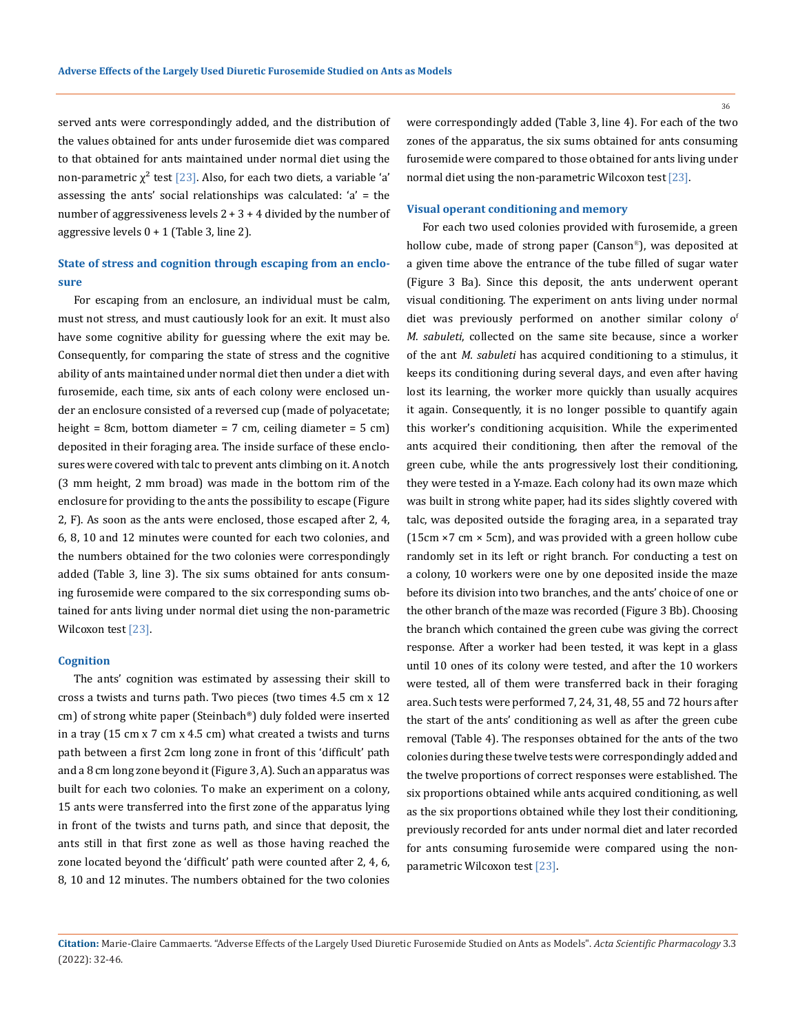served ants were correspondingly added, and the distribution of the values obtained for ants under furosemide diet was compared to that obtained for ants maintained under normal diet using the non-parametric $\chi^2$ test [23]. Also, for each two diets, a variable 'a' assessing the ants' social relationships was calculated: 'a' = the number of aggressiveness levels 2 + 3 + 4 divided by the number of aggressive levels 0 + 1 (Table 3, line 2).

### State of stress and cognition through escaping from an enclosure

For escaping from an enclosure, an individual must be calm, must not stress, and must cautiously look for an exit. It must also have some cognitive ability for guessing where the exit may be. Consequently, for comparing the state of stress and the cognitive ability of ants maintained under normal diet then under a diet with furosemide, each time, six ants of each colony were enclosed under an enclosure consisted of a reversed cup (made of polyacetate; height = 8cm, bottom diameter = 7 cm, ceiling diameter = 5 cm) deposited in their foraging area. The inside surface of these enclosures were covered with talc to prevent ants climbing on it. A notch (3 mm height, 2 mm broad) was made in the bottom rim of the enclosure for providing to the ants the possibility to escape (Figure 2, F). As soon as the ants were enclosed, those escaped after 2, 4, 6, 8, 10 and 12 minutes were counted for each two colonies, and the numbers obtained for the two colonies were correspondingly added (Table 3, line 3). The six sums obtained for ants consuming furosemide were compared to the six corresponding sums obtained for ants living under normal diet using the non-parametric Wilcoxon test [23].

### Cognition

The ants' cognition was estimated by assessing their skill to cross a twists and turns path. Two pieces (two times 4.5 cm x 12 cm) of strong white paper (Steinbach®) duly folded were inserted in a tray (15 cm x 7 cm x 4.5 cm) what created a twists and turns path between a first 2cm long zone in front of this 'difficult' path and a 8 cm long zone beyond it (Figure 3, A). Such an apparatus was built for each two colonies. To make an experiment on a colony, 15 ants were transferred into the first zone of the apparatus lying in front of the twists and turns path, and since that deposit, the ants still in that first zone as well as those having reached the zone located beyond the 'difficult' path were counted after 2, 4, 6, 8, 10 and 12 minutes. The numbers obtained for the two colonies were correspondingly added (Table 3, line 4). For each of the two zones of the apparatus, the six sums obtained for ants consuming furosemide were compared to those obtained for ants living under normal diet using the non-parametric Wilcoxon test [23].

### Visual operant conditioning and memory

For each two used colonies provided with furosemide, a green hollow cube, made of strong paper (Canson®), was deposited at a given time above the entrance of the tube filled of sugar water (Figure 3 Ba). Since this deposit, the ants underwent operant visual conditioning. The experiment on ants living under normal diet was previously performed on another similar colony of *M. sabuleti*, collected on the same site because, since a worker of the ant *M. sabuleti* has acquired conditioning to a stimulus, it keeps its conditioning during several days, and even after having lost its learning, the worker more quickly than usually acquires it again. Consequently, it is no longer possible to quantify again this worker's conditioning acquisition. While the experimented ants acquired their conditioning, then after the removal of the green cube, while the ants progressively lost their conditioning, they were tested in a Y-maze. Each colony had its own maze which was built in strong white paper, had its sides slightly covered with talc, was deposited outside the foraging area, in a separated tray (15cm ×7 cm × 5cm), and was provided with a green hollow cube randomly set in its left or right branch. For conducting a test on a colony, 10 workers were one by one deposited inside the maze before its division into two branches, and the ants' choice of one or the other branch of the maze was recorded (Figure 3 Bb). Choosing the branch which contained the green cube was giving the correct response. After a worker had been tested, it was kept in a glass until 10 ones of its colony were tested, and after the 10 workers were tested, all of them were transferred back in their foraging area. Such tests were performed 7, 24, 31, 48, 55 and 72 hours after the start of the ants' conditioning as well as after the green cube removal (Table 4). The responses obtained for the ants of the two colonies during these twelve tests were correspondingly added and the twelve proportions of correct responses were established. The six proportions obtained while ants acquired conditioning, as well as the six proportions obtained while they lost their conditioning, previously recorded for ants under normal diet and later recorded for ants consuming furosemide were compared using the non-parametric Wilcoxon test [23].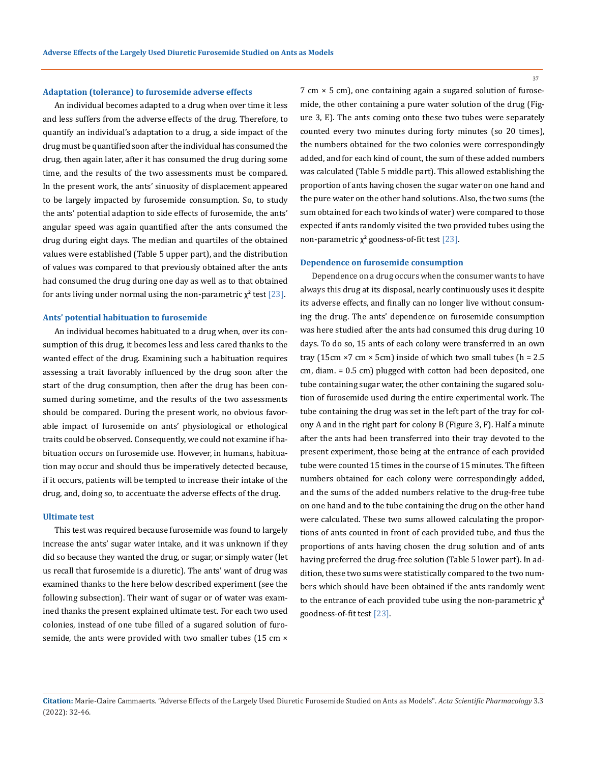### Adaptation (tolerance) to furosemide adverse effects

An individual becomes adapted to a drug when over time it less and less suffers from the adverse effects of the drug. Therefore, to quantify an individual's adaptation to a drug, a side impact of the drug must be quantified soon after the individual has consumed the drug, then again later, after it has consumed the drug during some time, and the results of the two assessments must be compared. In the present work, the ants' sinuosity of displacement appeared to be largely impacted by furosemide consumption. So, to study the ants' potential adaption to side effects of furosemide, the ants' angular speed was again quantified after the ants consumed the drug during eight days. The median and quartiles of the obtained values were established (Table 5 upper part), and the distribution of values was compared to that previously obtained after the ants had consumed the drug during one day as well as to that obtained for ants living under normal using the non-parametric $\chi^2$ test [23].

### Ants' potential habituation to furosemide

An individual becomes habituated to a drug when, over its consumption of this drug, it becomes less and less cared thanks to the wanted effect of the drug. Examining such a habituation requires assessing a trait favorably influenced by the drug soon after the start of the drug consumption, then after the drug has been consumed during sometime, and the results of the two assessments should be compared. During the present work, no obvious favorable impact of furosemide on ants' physiological or ethological traits could be observed. Consequently, we could not examine if habituation occurs on furosemide use. However, in humans, habituation may occur and should thus be imperatively detected because, if it occurs, patients will be tempted to increase their intake of the drug, and, doing so, to accentuate the adverse effects of the drug.

### Ultimate test

This test was required because furosemide was found to largely increase the ants' sugar water intake, and it was unknown if they did so because they wanted the drug, or sugar, or simply water (let us recall that furosemide is a diuretic). The ants' want of drug was examined thanks to the here below described experiment (see the following subsection). Their want of sugar or of water was examined thanks the present explained ultimate test. For each two used colonies, instead of one tube filled of a sugared solution of furosemide, the ants were provided with two smaller tubes (15 cm × 7 cm × 5 cm), one containing again a sugared solution of furosemide, the other containing a pure water solution of the drug (Figure 3, E). The ants coming onto these two tubes were separately counted every two minutes during forty minutes (so 20 times), the numbers obtained for the two colonies were correspondingly added, and for each kind of count, the sum of these added numbers was calculated (Table 5 middle part). This allowed establishing the proportion of ants having chosen the sugar water on one hand and the pure water on the other hand solutions. Also, the two sums (the sum obtained for each two kinds of water) were compared to those expected if ants randomly visited the two provided tubes using the non-parametric $\chi^2$ goodness-of-fit test [23].

### Dependence on furosemide consumption

Dependence on a drug occurs when the consumer wants to have always this drug at its disposal, nearly continuously uses it despite its adverse effects, and finally can no longer live without consuming the drug. The ants' dependence on furosemide consumption was here studied after the ants had consumed this drug during 10 days. To do so, 15 ants of each colony were transferred in an own tray (15cm ×7 cm × 5cm) inside of which two small tubes (h = 2.5 cm, diam. = 0.5 cm) plugged with cotton had been deposited, one tube containing sugar water, the other containing the sugared solution of furosemide used during the entire experimental work. The tube containing the drug was set in the left part of the tray for colony A and in the right part for colony B (Figure 3, F). Half a minute after the ants had been transferred into their tray devoted to the present experiment, those being at the entrance of each provided tube were counted 15 times in the course of 15 minutes. The fifteen numbers obtained for each colony were correspondingly added, and the sums of the added numbers relative to the drug-free tube on one hand and to the tube containing the drug on the other hand were calculated. These two sums allowed calculating the proportions of ants counted in front of each provided tube, and thus the proportions of ants having chosen the drug solution and of ants having preferred the drug-free solution (Table 5 lower part). In addition, these two sums were statistically compared to the two numbers which should have been obtained if the ants randomly went to the entrance of each provided tube using the non-parametric $\chi^2$ goodness-of-fit test [23].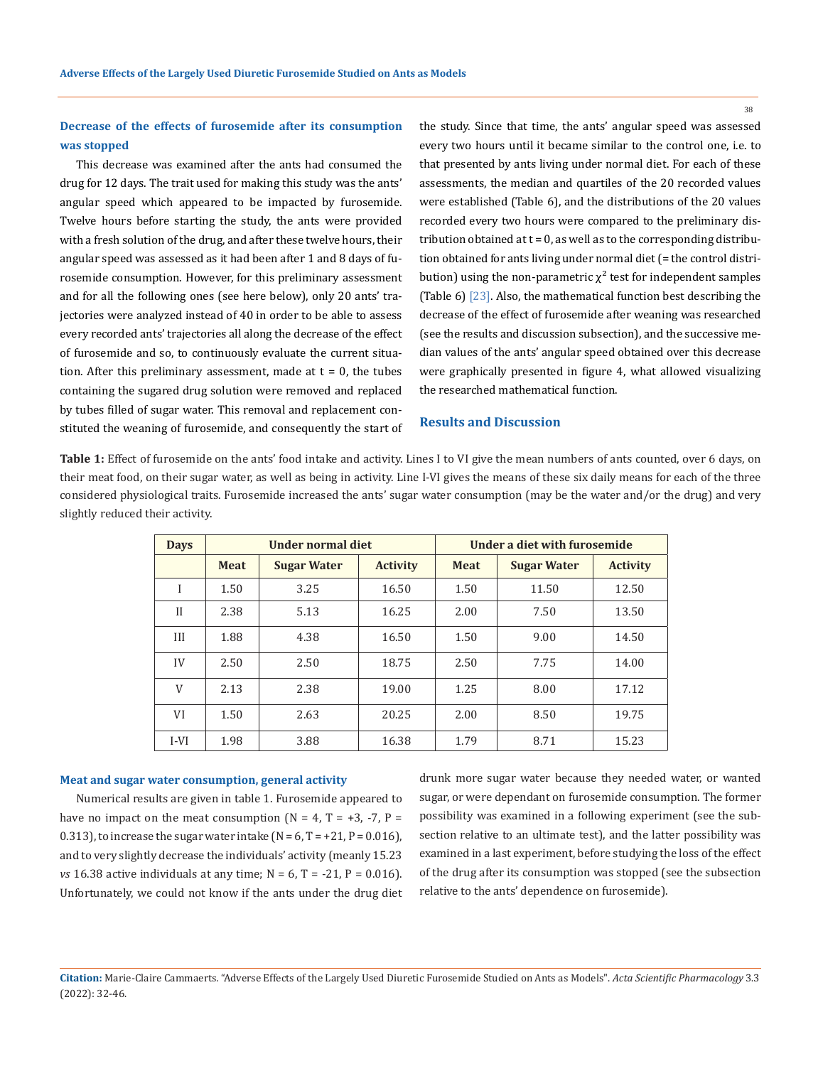### Decrease of the effects of furosemide after its consumption was stopped

This decrease was examined after the ants had consumed the drug for 12 days. The trait used for making this study was the ants' angular speed which appeared to be impacted by furosemide. Twelve hours before starting the study, the ants were provided with a fresh solution of the drug, and after these twelve hours, their angular speed was assessed as it had been after 1 and 8 days of furosemide consumption. However, for this preliminary assessment and for all the following ones (see here below), only 20 ants' trajectories were analyzed instead of 40 in order to be able to assess every recorded ants' trajectories all along the decrease of the effect of furosemide and so, to continuously evaluate the current situation. After this preliminary assessment, made at t = 0, the tubes containing the sugared drug solution were removed and replaced by tubes filled of sugar water. This removal and replacement constituted the weaning of furosemide, and consequently the start of the study. Since that time, the ants' angular speed was assessed every two hours until it became similar to the control one, i.e. to that presented by ants living under normal diet. For each of these assessments, the median and quartiles of the 20 recorded values were established (Table 6), and the distributions of the 20 values recorded every two hours were compared to the preliminary distribution obtained at t = 0, as well as to the corresponding distribution obtained for ants living under normal diet (= the control distribution) using the non-parametric $\chi^2$ test for independent samples (Table 6) [23]. Also, the mathematical function best describing the decrease of the effect of furosemide after weaning was researched (see the results and discussion subsection), and the successive median values of the ants' angular speed obtained over this decrease were graphically presented in figure 4, what allowed visualizing the researched mathematical function.

## Results and Discussion

**Table 1:** Effect of furosemide on the ants' food intake and activity. Lines I to VI give the mean numbers of ants counted, over 6 days, on their meat food, on their sugar water, as well as being in activity. Line I-VI gives the means of these six daily means for each of the three considered physiological traits. Furosemide increased the ants' sugar water consumption (may be the water and/or the drug) and very slightly reduced their activity.

| Days | Under normal diet | | | Under a diet with furosemide | | |
|---|---|---|---|---|---|---|
| | Meat | Sugar Water | Activity | Meat | Sugar Water | Activity |
| I | 1.50 | 3.25 | 16.50 | 1.50 | 11.50 | 12.50 |
| II | 2.38 | 5.13 | 16.25 | 2.00 | 7.50 | 13.50 |
| III | 1.88 | 4.38 | 16.50 | 1.50 | 9.00 | 14.50 |
| IV | 2.50 | 2.50 | 18.75 | 2.50 | 7.75 | 14.00 |
| V | 2.13 | 2.38 | 19.00 | 1.25 | 8.00 | 17.12 |
| VI | 1.50 | 2.63 | 20.25 | 2.00 | 8.50 | 19.75 |
| I-VI | 1.98 | 3.88 | 16.38 | 1.79 | 8.71 | 15.23 |

### Meat and sugar water consumption, general activity

Numerical results are given in table 1. Furosemide appeared to have no impact on the meat consumption (N = 4, T = +3, -7, P = 0.313), to increase the sugar water intake (N = 6, T = +21, P = 0.016), and to very slightly decrease the individuals' activity (meanly 15.23 *vs* 16.38 active individuals at any time; N = 6, T = -21, P = 0.016). Unfortunately, we could not know if the ants under the drug diet drunk more sugar water because they needed water, or wanted sugar, or were dependant on furosemide consumption. The former possibility was examined in a following experiment (see the subsection relative to an ultimate test), and the latter possibility was examined in a last experiment, before studying the loss of the effect of the drug after its consumption was stopped (see the subsection relative to the ants' dependence on furosemide).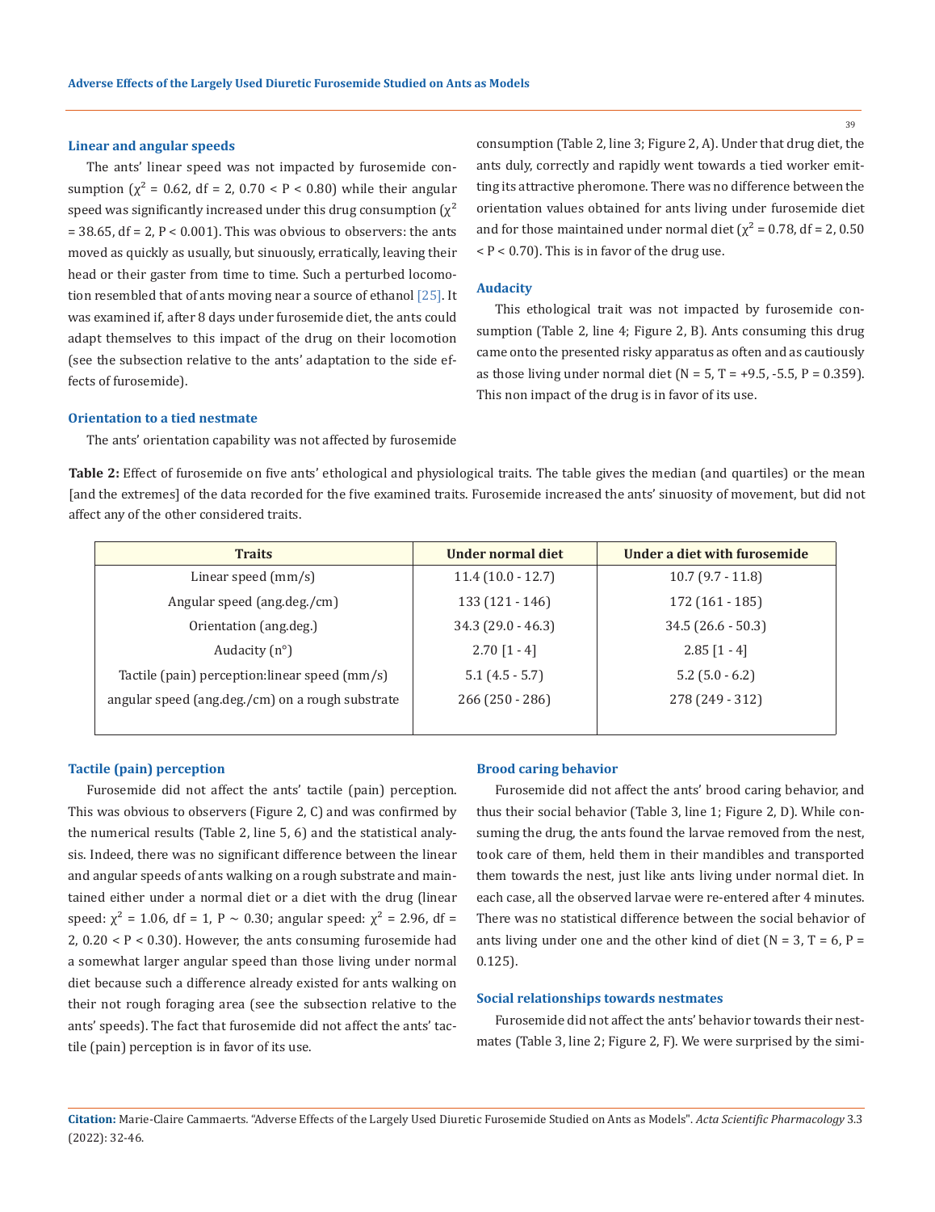### Linear and angular speeds

The ants' linear speed was not impacted by furosemide consumption ($\chi^2$ = 0.62, df = 2, 0.70 < P < 0.80) while their angular speed was significantly increased under this drug consumption ($\chi^2$ = 38.65, df = 2, P < 0.001). This was obvious to observers: the ants moved as quickly as usually, but sinuously, erratically, leaving their head or their gaster from time to time. Such a perturbed locomotion resembled that of ants moving near a source of ethanol [25]. It was examined if, after 8 days under furosemide diet, the ants could adapt themselves to this impact of the drug on their locomotion (see the subsection relative to the ants' adaptation to the side effects of furosemide).

### Orientation to a tied nestmate

The ants' orientation capability was not affected by furosemide consumption (Table 2, line 3; Figure 2, A). Under that drug diet, the ants duly, correctly and rapidly went towards a tied worker emitting its attractive pheromone. There was no difference between the orientation values obtained for ants living under furosemide diet and for those maintained under normal diet ($\chi^2$ = 0.78, df = 2, 0.50 < P < 0.70). This is in favor of the drug use.

### Audacity

This ethological trait was not impacted by furosemide consumption (Table 2, line 4; Figure 2, B). Ants consuming this drug came onto the presented risky apparatus as often and as cautiously as those living under normal diet (N = 5, T = +9.5, -5.5, P = 0.359). This non impact of the drug is in favor of its use.

**Table 2:** Effect of furosemide on five ants' ethological and physiological traits. The table gives the median (and quartiles) or the mean [and the extremes] of the data recorded for the five examined traits. Furosemide increased the ants' sinuosity of movement, but did not affect any of the other considered traits.

| Traits | Under normal diet | Under a diet with furosemide |
|---|---|---|
| Linear speed (mm/s) | 11.4 (10.0 - 12.7) | 10.7 (9.7 - 11.8) |
| Angular speed (ang.deg./cm) | 133 (121 - 146) | 172 (161 - 185) |
| Orientation (ang.deg.) | 34.3 (29.0 - 46.3) | 34.5 (26.6 - 50.3) |
| Audacity (n°) | 2.70 [1 - 4] | 2.85 [1 - 4] |
| Tactile (pain) perception:linear speed (mm/s) | 5.1 (4.5 - 5.7) | 5.2 (5.0 - 6.2) |
| angular speed (ang.deg./cm) on a rough substrate | 266 (250 - 286) | 278 (249 - 312) |

### Tactile (pain) perception

Furosemide did not affect the ants' tactile (pain) perception. This was obvious to observers (Figure 2, C) and was confirmed by the numerical results (Table 2, line 5, 6) and the statistical analysis. Indeed, there was no significant difference between the linear and angular speeds of ants walking on a rough substrate and maintained either under a normal diet or a diet with the drug (linear speed: $\chi^2$ = 1.06, df = 1, P ~ 0.30; angular speed: $\chi^2$ = 2.96, df = 2, 0.20 < P < 0.30). However, the ants consuming furosemide had a somewhat larger angular speed than those living under normal diet because such a difference already existed for ants walking on their not rough foraging area (see the subsection relative to the ants' speeds). The fact that furosemide did not affect the ants' tactile (pain) perception is in favor of its use.

### Brood caring behavior

Furosemide did not affect the ants' brood caring behavior, and thus their social behavior (Table 3, line 1; Figure 2, D). While consuming the drug, the ants found the larvae removed from the nest, took care of them, held them in their mandibles and transported them towards the nest, just like ants living under normal diet. In each case, all the observed larvae were re-entered after 4 minutes. There was no statistical difference between the social behavior of ants living under one and the other kind of diet (N = 3, T = 6, P = 0.125).

### Social relationships towards nestmates

Furosemide did not affect the ants' behavior towards their nestmates (Table 3, line 2; Figure 2, F). We were surprised by the simi-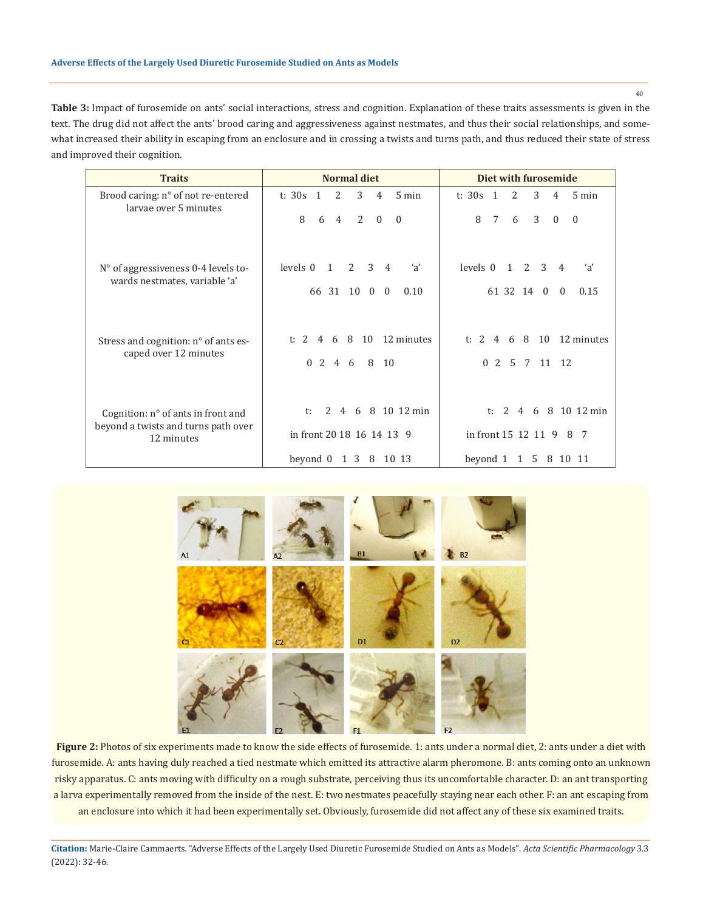**Table 3:** Impact of furosemide on ants' social interactions, stress and cognition. Explanation of these traits assessments is given in the text. The drug did not affect the ants' brood caring and aggressiveness against nestmates, and thus their social relationships, and somewhat increased their ability in escaping from an enclosure and in crossing a twists and turns path, and thus reduced their state of stress and improved their cognition.

| Traits | Normal diet | Diet with furosemide |
|---|---|---|
| Brood caring: n° of not re-entered larvae over 5 minutes | t: 30s 1 2 3 4 5 min<br>8 6 4 2 0 0 | t: 30s 1 2 3 4 5 min<br>8 7 6 3 0 0 |
| N° of aggressiveness 0-4 levels towards nestmates, variable 'a' | levels 0 1 2 3 4 'a'<br>66 31 10 0 0 0.10 | levels 0 1 2 3 4 'a'<br>61 32 14 0 0 0.15 |
| Stress and cognition: n° of ants escaped over 12 minutes | t: 2 4 6 8 10 12 minutes<br>0 2 4 6 8 10 | t: 2 4 6 8 10 12 minutes<br>0 2 5 7 11 12 |
| Cognition: n° of ants in front and beyond a twists and turns path over 12 minutes | t: 2 4 6 8 10 12 min<br>in front 20 18 16 14 13 9<br>beyond 0 1 3 8 10 13 | t: 2 4 6 8 10 12 min<br>in front 15 12 11 9 8 7<br>beyond 1 1 5 8 10 11 |

**Figure 2:** Photos of six experiments made to know the side effects of furosemide. 1: ants under a normal diet, 2: ants under a diet with furosemide. A: ants having duly reached a tied nestmate which emitted its attractive alarm pheromone. B: ants coming onto an unknown risky apparatus. C: ants moving with difficulty on a rough substrate, perceiving thus its uncomfortable character. D: an ant transporting a larva experimentally removed from the inside of the nest. E: two nestmates peacefully staying near each other. F: an ant escaping from an enclosure into which it had been experimentally set. Obviously, furosemide did not affect any of these six examined traits.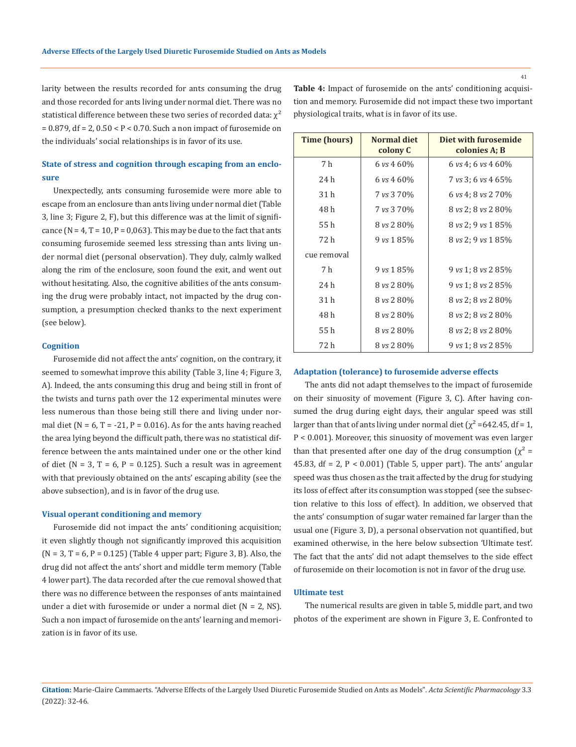larity between the results recorded for ants consuming the drug and those recorded for ants living under normal diet. There was no statistical difference between these two series of recorded data: $\chi^2 = 0.879$, df = 2, $0.50 < P < 0.70$. Such a non impact of furosemide on the individuals' social relationships is in favor of its use.

### State of stress and cognition through escaping from an enclosure

Unexpectedly, ants consuming furosemide were more able to escape from an enclosure than ants living under normal diet (Table 3, line 3; Figure 2, F), but this difference was at the limit of significance (N = 4, T = 10, P = 0,063). This may be due to the fact that ants consuming furosemide seemed less stressing than ants living under normal diet (personal observation). They duly, calmly walked along the rim of the enclosure, soon found the exit, and went out without hesitating. Also, the cognitive abilities of the ants consuming the drug were probably intact, not impacted by the drug consumption, a presumption checked thanks to the next experiment (see below).

### Cognition

Furosemide did not affect the ants' cognition, on the contrary, it seemed to somewhat improve this ability (Table 3, line 4; Figure 3, A). Indeed, the ants consuming this drug and being still in front of the twists and turns path over the 12 experimental minutes were less numerous than those being still there and living under normal diet (N = 6, T = -21, P = 0.016). As for the ants having reached the area lying beyond the difficult path, there was no statistical difference between the ants maintained under one or the other kind of diet (N = 3, T = 6, P = 0.125). Such a result was in agreement with that previously obtained on the ants' escaping ability (see the above subsection), and is in favor of the drug use.

### Visual operant conditioning and memory

Furosemide did not impact the ants' conditioning acquisition; it even slightly though not significantly improved this acquisition (N = 3, T = 6, P = 0.125) (Table 4 upper part; Figure 3, B). Also, the drug did not affect the ants' short and middle term memory (Table 4 lower part). The data recorded after the cue removal showed that there was no difference between the responses of ants maintained under a diet with furosemide or under a normal diet (N = 2, NS). Such a non impact of furosemide on the ants' learning and memorization is in favor of its use.

**Table 4:** Impact of furosemide on the ants' conditioning acquisition and memory. Furosemide did not impact these two important physiological traits, what is in favor of its use.

| Time (hours) | Normal diet colony C | Diet with furosemide colonies A; B |
|---|---|---|
| 7 h | 6 *vs* 4 60% | 6 *vs* 4; 6 *vs* 4 60% |
| 24 h | 6 *vs* 4 60% | 7 *vs* 3; 6 *vs* 4 65% |
| 31 h | 7 *vs* 3 70% | 6 *vs* 4; 8 *vs* 2 70% |
| 48 h | 7 *vs* 3 70% | 8 *vs* 2; 8 *vs* 2 80% |
| 55 h | 8 *vs* 2 80% | 8 *vs* 2; 9 *vs* 1 85% |
| 72 h | 9 *vs* 1 85% | 8 *vs* 2; 9 *vs* 1 85% |
| cue removal | | |
| 7 h | 9 *vs* 1 85% | 9 *vs* 1; 8 *vs* 2 85% |
| 24 h | 8 *vs* 2 80% | 9 *vs* 1; 8 *vs* 2 85% |
| 31 h | 8 *vs* 2 80% | 8 *vs* 2; 8 *vs* 2 80% |
| 48 h | 8 *vs* 2 80% | 8 *vs* 2; 8 *vs* 2 80% |
| 55 h | 8 *vs* 2 80% | 8 *vs* 2; 8 *vs* 2 80% |
| 72 h | 8 *vs* 2 80% | 9 *vs* 1; 8 *vs* 2 85% |

### Adaptation (tolerance) to furosemide adverse effects

The ants did not adapt themselves to the impact of furosemide on their sinuosity of movement (Figure 3, C). After having consumed the drug during eight days, their angular speed was still larger than that of ants living under normal diet ($\chi^2 = 642.45$, df = 1, $P < 0.001$). Moreover, this sinuosity of movement was even larger than that presented after one day of the drug consumption ($\chi^2 = 45.83$, df = 2, $P < 0.001$) (Table 5, upper part). The ants' angular speed was thus chosen as the trait affected by the drug for studying its loss of effect after its consumption was stopped (see the subsection relative to this loss of effect). In addition, we observed that the ants' consumption of sugar water remained far larger than the usual one (Figure 3, D), a personal observation not quantified, but examined otherwise, in the here below subsection 'Ultimate test'. The fact that the ants' did not adapt themselves to the side effect of furosemide on their locomotion is not in favor of the drug use.

### Ultimate test

The numerical results are given in table 5, middle part, and two photos of the experiment are shown in Figure 3, E. Confronted to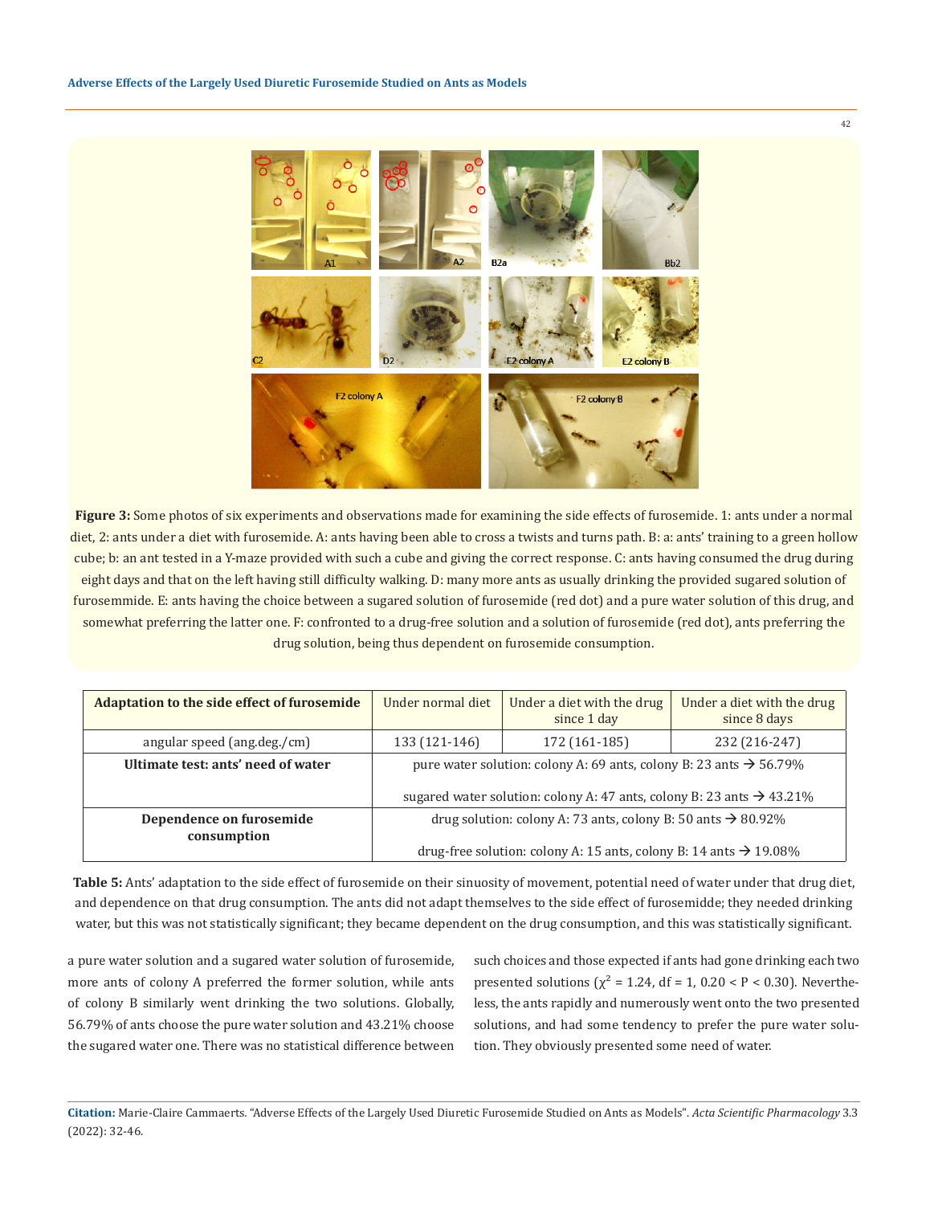**Figure 3:** Some photos of six experiments and observations made for examining the side effects of furosemide. 1: ants under a normal diet, 2: ants under a diet with furosemide. A: ants having been able to cross a twists and turns path. B: a: ants' training to a green hollow cube; b: an ant tested in a Y-maze provided with such a cube and giving the correct response. C: ants having consumed the drug during eight days and that on the left having still difficulty walking. D: many more ants as usually drinking the provided sugared solution of furosemmide. E: ants having the choice between a sugared solution of furosemide (red dot) and a pure water solution of this drug, and somewhat preferring the latter one. F: confronted to a drug-free solution and a solution of furosemide (red dot), ants preferring the drug solution, being thus dependent on furosemide consumption.

| Adaptation to the side effect of furosemide | Under normal diet | Under a diet with the drug since 1 day | Under a diet with the drug since 8 days |
|---|---|---|---|
| angular speed (ang.deg./cm) | 133 (121-146) | 172 (161-185) | 232 (216-247) |
| **Ultimate test: ants' need of water** | pure water solution: colony A: 69 ants, colony B: 23 ants → 56.79%<br>sugared water solution: colony A: 47 ants, colony B: 23 ants → 43.21% | | |
| **Dependence on furosemide consumption** | drug solution: colony A: 73 ants, colony B: 50 ants → 80.92%<br>drug-free solution: colony A: 15 ants, colony B: 14 ants → 19.08% | | |

**Table 5:** Ants' adaptation to the side effect of furosemide on their sinuosity of movement, potential need of water under that drug diet, and dependence on that drug consumption. The ants did not adapt themselves to the side effect of furosemidde; they needed drinking water, but this was not statistically significant; they became dependent on the drug consumption, and this was statistically significant.

a pure water solution and a sugared water solution of furosemide, more ants of colony A preferred the former solution, while ants of colony B similarly went drinking the two solutions. Globally, 56.79% of ants choose the pure water solution and 43.21% choose the sugared water one. There was no statistical difference between such choices and those expected if ants had gone drinking each two presented solutions ($\chi^2$ = 1.24, df = 1, 0.20 < P < 0.30). Nevertheless, the ants rapidly and numerously went onto the two presented solutions, and had some tendency to prefer the pure water solution. They obviously presented some need of water.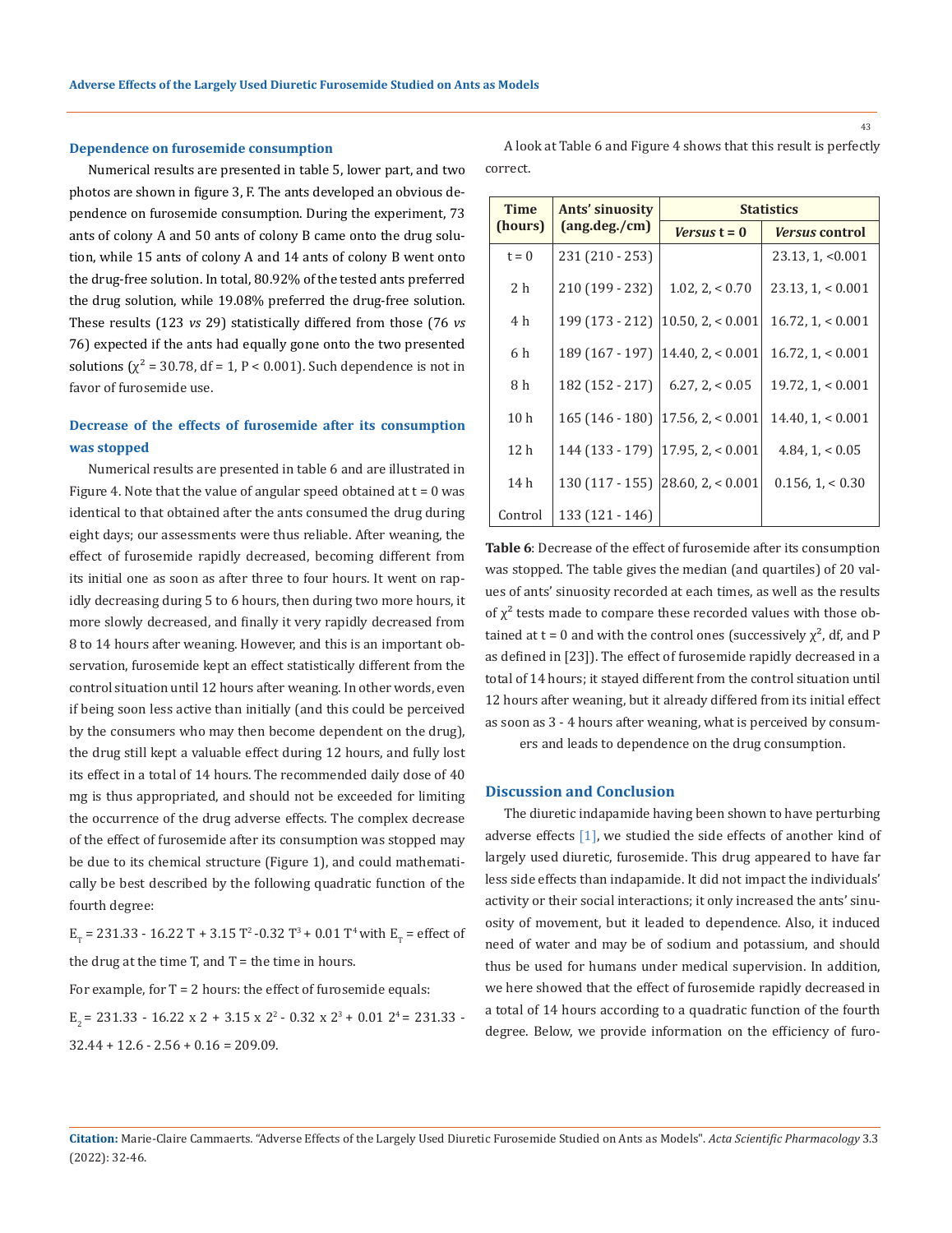### Dependence on furosemide consumption

Numerical results are presented in table 5, lower part, and two photos are shown in figure 3, F. The ants developed an obvious dependence on furosemide consumption. During the experiment, 73 ants of colony A and 50 ants of colony B came onto the drug solution, while 15 ants of colony A and 14 ants of colony B went onto the drug-free solution. In total, 80.92% of the tested ants preferred the drug solution, while 19.08% preferred the drug-free solution. These results (123 *vs* 29) statistically differed from those (76 *vs* 76) expected if the ants had equally gone onto the two presented solutions ($\chi^2$ = 30.78, df = 1, P < 0.001). Such dependence is not in favor of furosemide use.

### Decrease of the effects of furosemide after its consumption was stopped

Numerical results are presented in table 6 and are illustrated in Figure 4. Note that the value of angular speed obtained at t = 0 was identical to that obtained after the ants consumed the drug during eight days; our assessments were thus reliable. After weaning, the effect of furosemide rapidly decreased, becoming different from its initial one as soon as after three to four hours. It went on rapidly decreasing during 5 to 6 hours, then during two more hours, it more slowly decreased, and finally it very rapidly decreased from 8 to 14 hours after weaning. However, and this is an important observation, furosemide kept an effect statistically different from the control situation until 12 hours after weaning. In other words, even if being soon less active than initially (and this could be perceived by the consumers who may then become dependent on the drug), the drug still kept a valuable effect during 12 hours, and fully lost its effect in a total of 14 hours. The recommended daily dose of 40 mg is thus appropriated, and should not be exceeded for limiting the occurrence of the drug adverse effects. The complex decrease of the effect of furosemide after its consumption was stopped may be due to its chemical structure (Figure 1), and could mathematically be best described by the following quadratic function of the fourth degree:

$E_T = 231.33 - 16.22\ T + 3.15\ T^2 - 0.32\ T^3 + 0.01\ T^4$ with $E_T$ = effect of the drug at the time T, and T = the time in hours.

For example, for T = 2 hours: the effect of furosemide equals:

$E_2 = 231.33 - 16.22 \times 2 + 3.15 \times 2^2 - 0.32 \times 2^3 + 0.01\ 2^4 = 231.33 - 32.44 + 12.6 - 2.56 + 0.16 = 209.09.$

A look at Table 6 and Figure 4 shows that this result is perfectly correct.

| Time (hours) | Ants' sinuosity (ang.deg./cm) | Statistics | |
|---|---|---|---|
| | | *Versus* t = 0 | *Versus* control |
| t = 0 | 231 (210 - 253) | | 23.13, 1, <0.001 |
| 2 h | 210 (199 - 232) | 1.02, 2, < 0.70 | 23.13, 1, < 0.001 |
| 4 h | 199 (173 - 212) | 10.50, 2, < 0.001 | 16.72, 1, < 0.001 |
| 6 h | 189 (167 - 197) | 14.40, 2, < 0.001 | 16.72, 1, < 0.001 |
| 8 h | 182 (152 - 217) | 6.27, 2, < 0.05 | 19.72, 1, < 0.001 |
| 10 h | 165 (146 - 180) | 17.56, 2, < 0.001 | 14.40, 1, < 0.001 |
| 12 h | 144 (133 - 179) | 17.95, 2, < 0.001 | 4.84, 1, < 0.05 |
| 14 h | 130 (117 - 155) | 28.60, 2, < 0.001 | 0.156, 1, < 0.30 |
| Control | 133 (121 - 146) | | |

**Table 6**: Decrease of the effect of furosemide after its consumption was stopped. The table gives the median (and quartiles) of 20 values of ants' sinuosity recorded at each times, as well as the results of $\chi^2$ tests made to compare these recorded values with those obtained at t = 0 and with the control ones (successively $\chi^2$, df, and P as defined in [23]). The effect of furosemide rapidly decreased in a total of 14 hours; it stayed different from the control situation until 12 hours after weaning, but it already differed from its initial effect as soon as 3 - 4 hours after weaning, what is perceived by consumers and leads to dependence on the drug consumption.

## Discussion and Conclusion

The diuretic indapamide having been shown to have perturbing adverse effects [1], we studied the side effects of another kind of largely used diuretic, furosemide. This drug appeared to have far less side effects than indapamide. It did not impact the individuals' activity or their social interactions; it only increased the ants' sinuosity of movement, but it leaded to dependence. Also, it induced need of water and may be of sodium and potassium, and should thus be used for humans under medical supervision. In addition, we here showed that the effect of furosemide rapidly decreased in a total of 14 hours according to a quadratic function of the fourth degree. Below, we provide information on the efficiency of furo-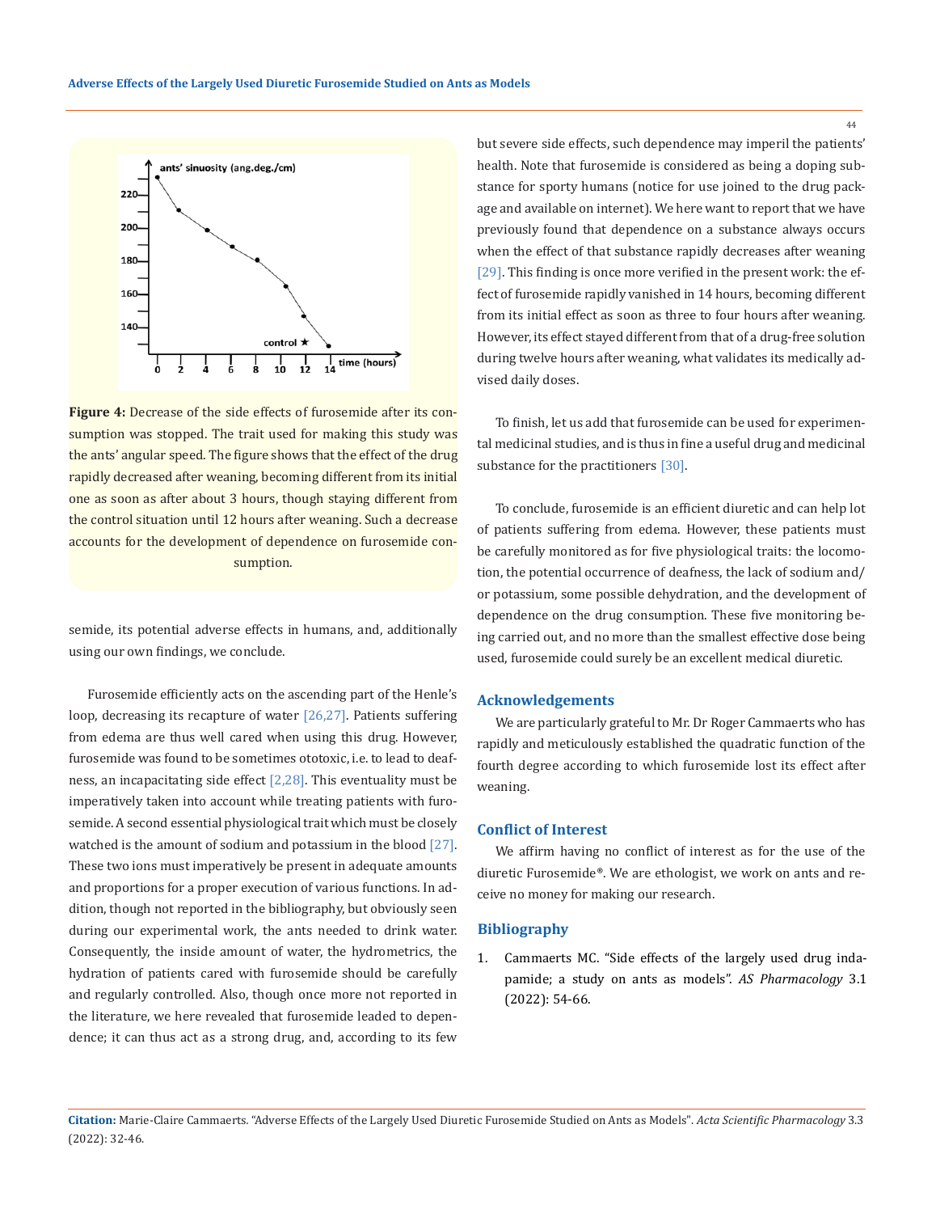**Figure 4:** Decrease of the side effects of furosemide after its consumption was stopped. The trait used for making this study was the ants' angular speed. The figure shows that the effect of the drug rapidly decreased after weaning, becoming different from its initial one as soon as after about 3 hours, though staying different from the control situation until 12 hours after weaning. Such a decrease accounts for the development of dependence on furosemide consumption.

semide, its potential adverse effects in humans, and, additionally using our own findings, we conclude.

Furosemide efficiently acts on the ascending part of the Henle's loop, decreasing its recapture of water [26,27]. Patients suffering from edema are thus well cared when using this drug. However, furosemide was found to be sometimes ototoxic, i.e. to lead to deafness, an incapacitating side effect [2,28]. This eventuality must be imperatively taken into account while treating patients with furosemide. A second essential physiological trait which must be closely watched is the amount of sodium and potassium in the blood [27]. These two ions must imperatively be present in adequate amounts and proportions for a proper execution of various functions. In addition, though not reported in the bibliography, but obviously seen during our experimental work, the ants needed to drink water. Consequently, the inside amount of water, the hydrometrics, the hydration of patients cared with furosemide should be carefully and regularly controlled. Also, though once more not reported in the literature, we here revealed that furosemide leaded to dependence; it can thus act as a strong drug, and, according to its few but severe side effects, such dependence may imperil the patients' health. Note that furosemide is considered as being a doping substance for sporty humans (notice for use joined to the drug package and available on internet). We here want to report that we have previously found that dependence on a substance always occurs when the effect of that substance rapidly decreases after weaning [29]. This finding is once more verified in the present work: the effect of furosemide rapidly vanished in 14 hours, becoming different from its initial effect as soon as three to four hours after weaning. However, its effect stayed different from that of a drug-free solution during twelve hours after weaning, what validates its medically advised daily doses.

To finish, let us add that furosemide can be used for experimental medicinal studies, and is thus in fine a useful drug and medicinal substance for the practitioners [30].

To conclude, furosemide is an efficient diuretic and can help lot of patients suffering from edema. However, these patients must be carefully monitored as for five physiological traits: the locomotion, the potential occurrence of deafness, the lack of sodium and/or potassium, some possible dehydration, and the development of dependence on the drug consumption. These five monitoring being carried out, and no more than the smallest effective dose being used, furosemide could surely be an excellent medical diuretic.

## Acknowledgements

We are particularly grateful to Mr. Dr Roger Cammaerts who has rapidly and meticulously established the quadratic function of the fourth degree according to which furosemide lost its effect after weaning.

## Conflict of Interest

We affirm having no conflict of interest as for the use of the diuretic Furosemide®. We are ethologist, we work on ants and receive no money for making our research.

## Bibliography

1. Cammaerts MC. "Side effects of the largely used drug indapamide; a study on ants as models". *AS Pharmacology* 3.1 (2022): 54-66.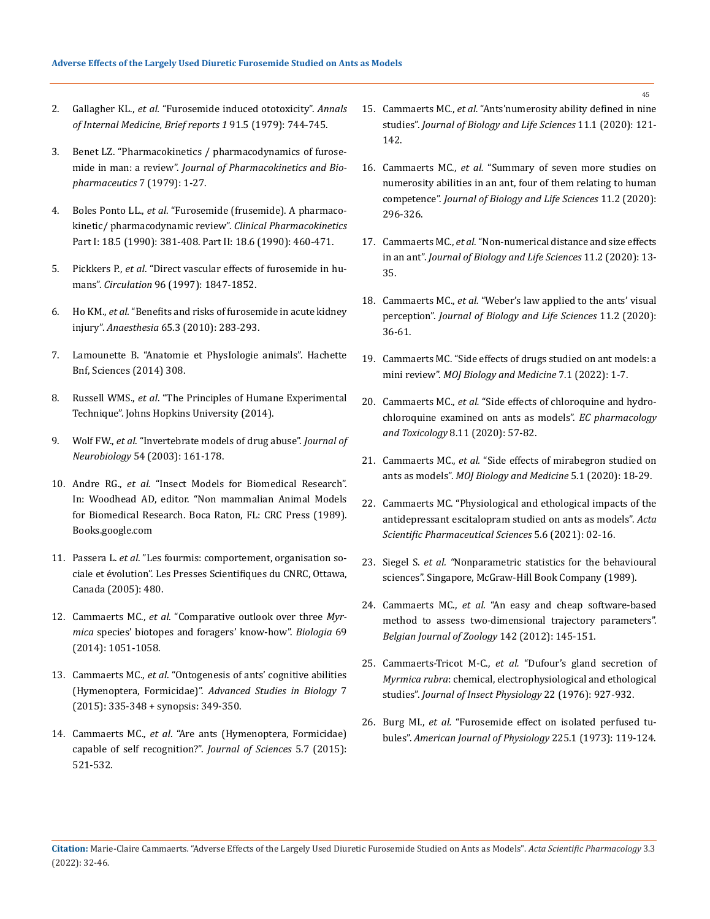2. Gallagher KL., *et al.* "Furosemide induced ototoxicity". *Annals of Internal Medicine, Brief reports 1* 91.5 (1979): 744-745.

3. Benet LZ. "Pharmacokinetics / pharmacodynamics of furosemide in man: a review". *Journal of Pharmacokinetics and Biopharmaceutics* 7 (1979): 1-27.

4. Boles Ponto LL., *et al*. "Furosemide (frusemide). A pharmacokinetic/ pharmacodynamic review". *Clinical Pharmacokinetics* Part I: 18.5 (1990): 381-408. Part II: 18.6 (1990): 460-471.

5. Pickkers P., *et al*. "Direct vascular effects of furosemide in humans". *Circulation* 96 (1997): 1847-1852.

6. Ho KM., *et al.* "Benefits and risks of furosemide in acute kidney injury". *Anaesthesia* 65.3 (2010): 283-293.

7. Lamounette B. "Anatomie et PhysIologie animals". Hachette Bnf, Sciences (2014) 308.

8. Russell WMS., *et al*. "The Principles of Humane Experimental Technique". Johns Hopkins University (2014).

9. Wolf FW., *et al*. "Invertebrate models of drug abuse". *Journal of Neurobiology* 54 (2003): 161-178.

10. Andre RG., *et al.* "Insect Models for Biomedical Research". In: Woodhead AD, editor. "Non mammalian Animal Models for Biomedical Research. Boca Raton, FL: CRC Press (1989). Books.google.com

11. Passera L. *et al.* "Les fourmis: comportement, organisation sociale et évolution". Les Presses Scientifiques du CNRC, Ottawa, Canada (2005): 480.

12. Cammaerts MC., *et al.* "Comparative outlook over three *Myrmica* species' biotopes and foragers' know-how". *Biologia* 69 (2014): 1051-1058.

13. Cammaerts MC., *et al*. "Ontogenesis of ants' cognitive abilities (Hymenoptera, Formicidae)". *Advanced Studies in Biology* 7 (2015): 335-348 + synopsis: 349-350.

14. Cammaerts MC., *et al*. "Are ants (Hymenoptera, Formicidae) capable of self recognition?". *Journal of Sciences* 5.7 (2015): 521-532.

15. Cammaerts MC., *et al.* "Ants'numerosity ability defined in nine studies". *Journal of Biology and Life Sciences* 11.1 (2020): 121-142.

16. Cammaerts MC., *et al.* "Summary of seven more studies on numerosity abilities in an ant, four of them relating to human competence". *Journal of Biology and Life Sciences* 11.2 (2020): 296-326.

17. Cammaerts MC., *et al.* "Non-numerical distance and size effects in an ant". *Journal of Biology and Life Sciences* 11.2 (2020): 13-35.

18. Cammaerts MC., *et al.* "Weber's law applied to the ants' visual perception". *Journal of Biology and Life Sciences* 11.2 (2020): 36-61.

19. Cammaerts MC. "Side effects of drugs studied on ant models: a mini review". *MOJ Biology and Medicine* 7.1 (2022): 1-7.

20. Cammaerts MC., *et al.* "Side effects of chloroquine and hydrochloroquine examined on ants as models". *EC pharmacology and Toxicology* 8.11 (2020): 57-82.

21. Cammaerts MC., *et al.* "Side effects of mirabegron studied on ants as models". *MOJ Biology and Medicine* 5.1 (2020): 18-29.

22. Cammaerts MC. "Physiological and ethological impacts of the antidepressant escitalopram studied on ants as models". *Acta Scientific Pharmaceutical Sciences* 5.6 (2021): 02-16.

23. Siegel S. *et al.* "Nonparametric statistics for the behavioural sciences". Singapore, McGraw-Hill Book Company (1989).

24. Cammaerts MC., *et al.* "An easy and cheap software-based method to assess two-dimensional trajectory parameters". *Belgian Journal of Zoology* 142 (2012): 145-151.

25. Cammaerts-Tricot M-C., *et al.* "Dufour's gland secretion of *Myrmica rubra*: chemical, electrophysiological and ethological studies". *Journal of Insect Physiology* 22 (1976): 927-932.

26. Burg MI., *et al.* "Furosemide effect on isolated perfused tubules". *American Journal of Physiology* 225.1 (1973): 119-124.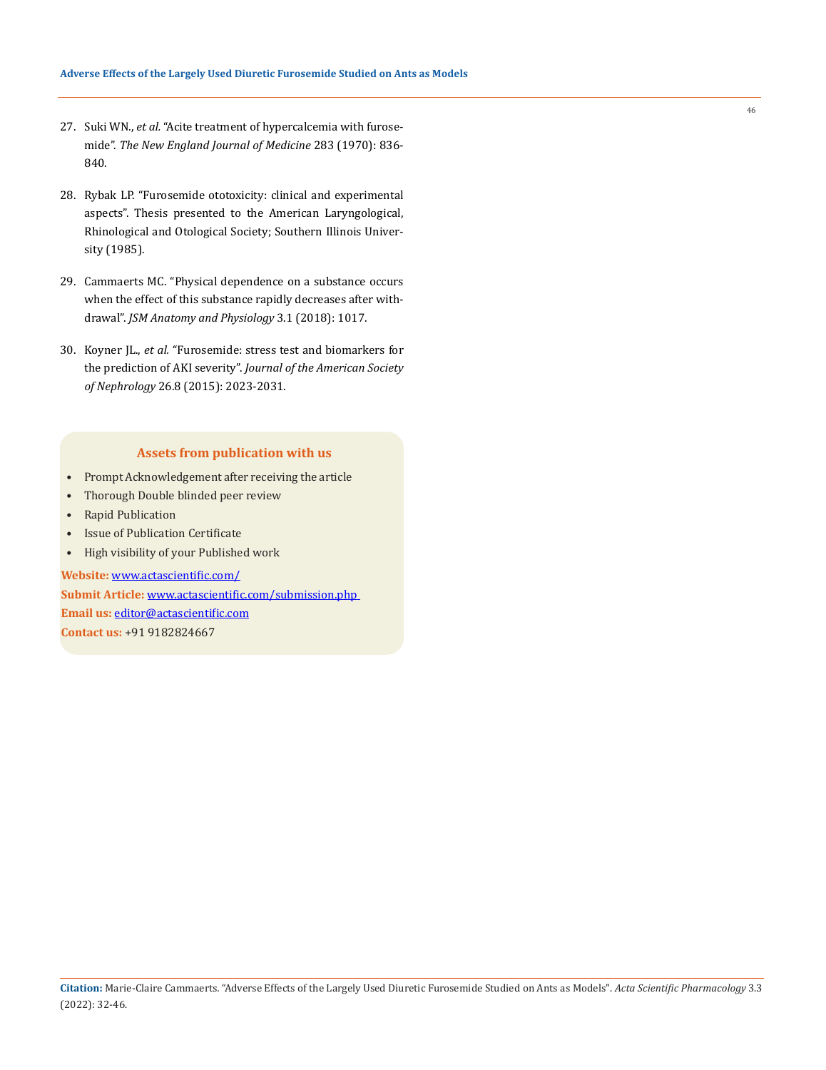27. Suki WN., *et al.* "Acite treatment of hypercalcemia with furosemide". *The New England Journal of Medicine* 283 (1970): 836-840.

28. Rybak LP. "Furosemide ototoxicity: clinical and experimental aspects". Thesis presented to the American Laryngological, Rhinological and Otological Society; Southern Illinois University (1985).

29. Cammaerts MC. "Physical dependence on a substance occurs when the effect of this substance rapidly decreases after withdrawal". *JSM Anatomy and Physiology* 3.1 (2018): 1017.

30. Koyner JL., *et al.* "Furosemide: stress test and biomarkers for the prediction of AKI severity". *Journal of the American Society of Nephrology* 26.8 (2015): 2023-2031.

**Assets from publication with us**

- Prompt Acknowledgement after receiving the article
- Thorough Double blinded peer review
- Rapid Publication
- Issue of Publication Certificate
- High visibility of your Published work

**Website:** www.actascientific.com/

**Submit Article:** www.actascientific.com/submission.php

**Email us:** editor@actascientific.com

**Contact us:** +91 9182824667